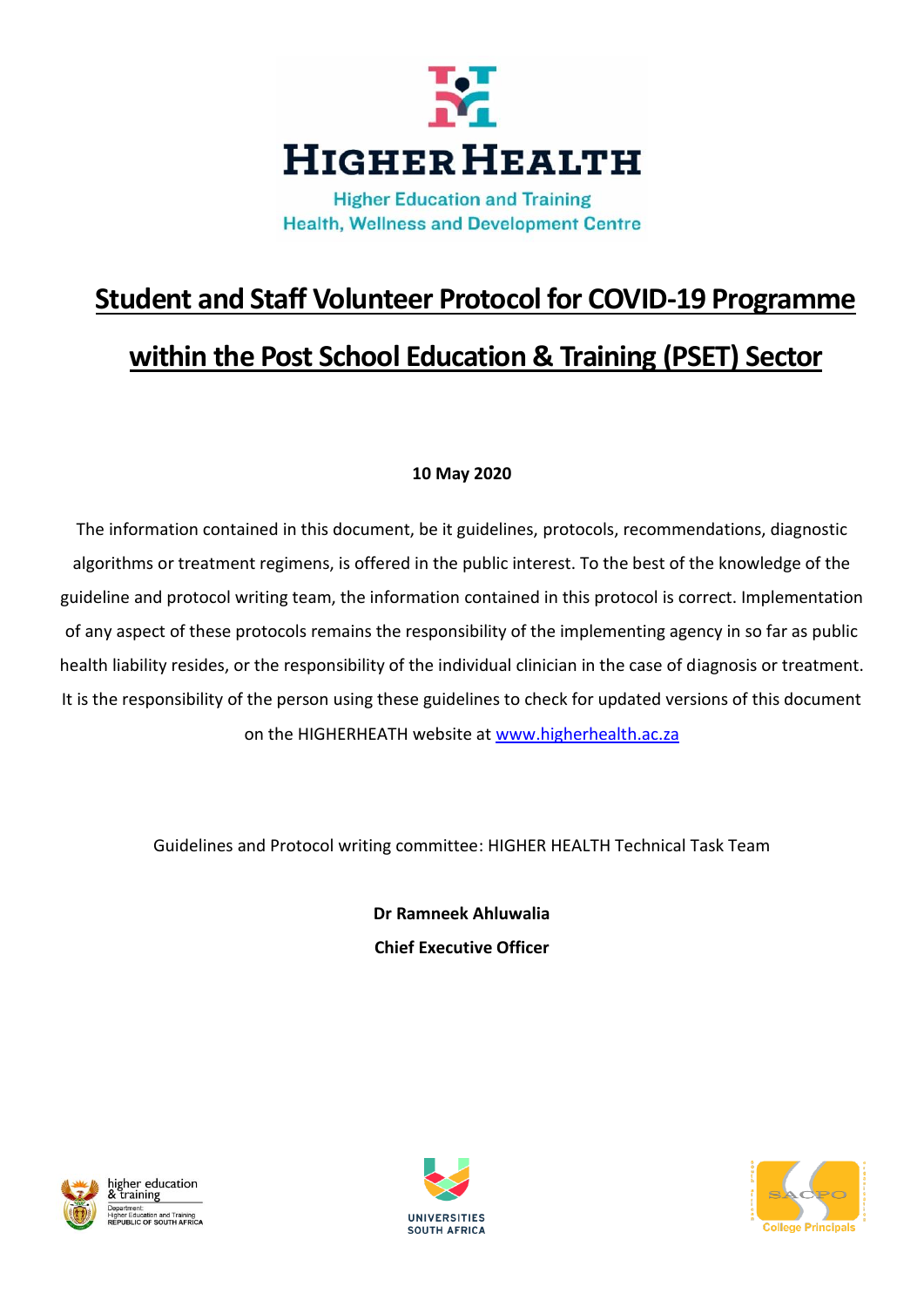HIGHER HEALTH

Higher Education and Training
Health, Wellness and Development Centre

# Student and Staff Volunteer Protocol for COVID-19 Programme within the Post School Education & Training (PSET) Sector

**10 May 2020**

The information contained in this document, be it guidelines, protocols, recommendations, diagnostic algorithms or treatment regimens, is offered in the public interest. To the best of the knowledge of the guideline and protocol writing team, the information contained in this protocol is correct. Implementation of any aspect of these protocols remains the responsibility of the implementing agency in so far as public health liability resides, or the responsibility of the individual clinician in the case of diagnosis or treatment. It is the responsibility of the person using these guidelines to check for updated versions of this document on the HIGHERHEATH website at www.higherhealth.ac.za

Guidelines and Protocol writing committee: HIGHER HEALTH Technical Task Team

**Dr Ramneek Ahluwalia**
**Chief Executive Officer**

higher education & training
Department: Higher Education and Training
REPUBLIC OF SOUTH AFRICA

UNIVERSITIES SOUTH AFRICA

SACPO College Principals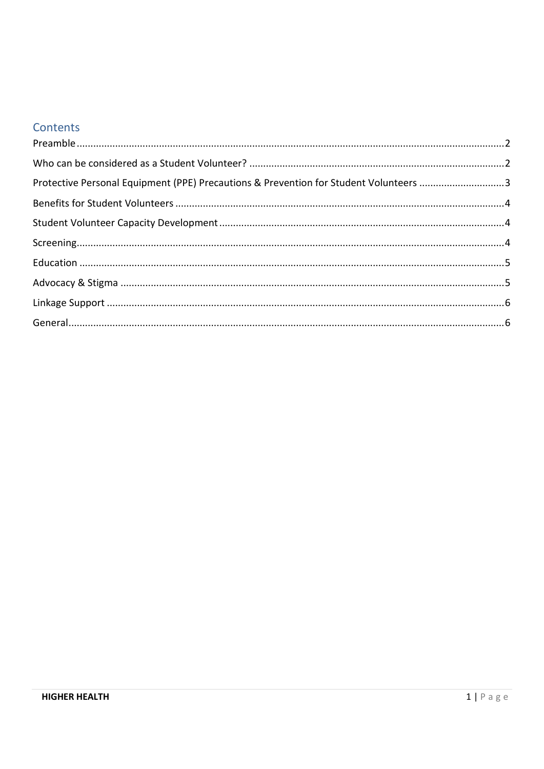## Contents

Preamble..........2

Who can be considered as a Student Volunteer? ..........2

Protective Personal Equipment (PPE) Precautions & Prevention for Student Volunteers ..........3

Benefits for Student Volunteers ..........4

Student Volunteer Capacity Development ..........4

Screening..........4

Education ..........5

Advocacy & Stigma ..........5

Linkage Support ..........6

General..........6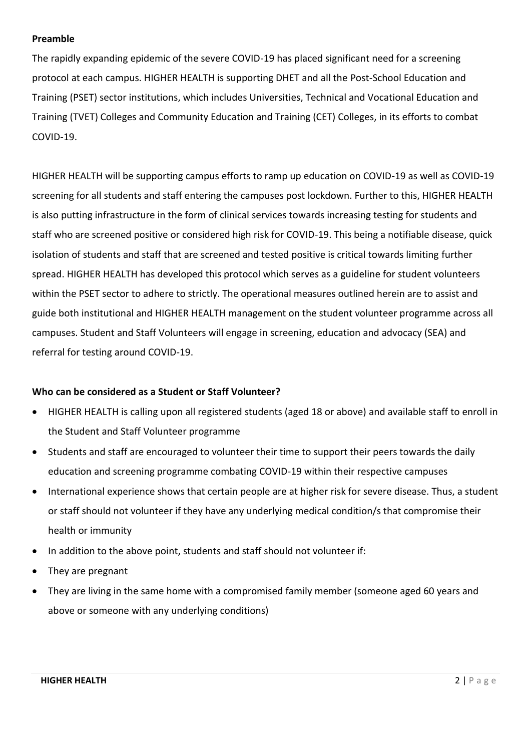**Preamble**

The rapidly expanding epidemic of the severe COVID-19 has placed significant need for a screening protocol at each campus. HIGHER HEALTH is supporting DHET and all the Post-School Education and Training (PSET) sector institutions, which includes Universities, Technical and Vocational Education and Training (TVET) Colleges and Community Education and Training (CET) Colleges, in its efforts to combat COVID-19.

HIGHER HEALTH will be supporting campus efforts to ramp up education on COVID-19 as well as COVID-19 screening for all students and staff entering the campuses post lockdown. Further to this, HIGHER HEALTH is also putting infrastructure in the form of clinical services towards increasing testing for students and staff who are screened positive or considered high risk for COVID-19. This being a notifiable disease, quick isolation of students and staff that are screened and tested positive is critical towards limiting further spread. HIGHER HEALTH has developed this protocol which serves as a guideline for student volunteers within the PSET sector to adhere to strictly. The operational measures outlined herein are to assist and guide both institutional and HIGHER HEALTH management on the student volunteer programme across all campuses. Student and Staff Volunteers will engage in screening, education and advocacy (SEA) and referral for testing around COVID-19.

**Who can be considered as a Student or Staff Volunteer?**

- HIGHER HEALTH is calling upon all registered students (aged 18 or above) and available staff to enroll in the Student and Staff Volunteer programme
- Students and staff are encouraged to volunteer their time to support their peers towards the daily education and screening programme combating COVID-19 within their respective campuses
- International experience shows that certain people are at higher risk for severe disease. Thus, a student or staff should not volunteer if they have any underlying medical condition/s that compromise their health or immunity
- In addition to the above point, students and staff should not volunteer if:
- They are pregnant
- They are living in the same home with a compromised family member (someone aged 60 years and above or someone with any underlying conditions)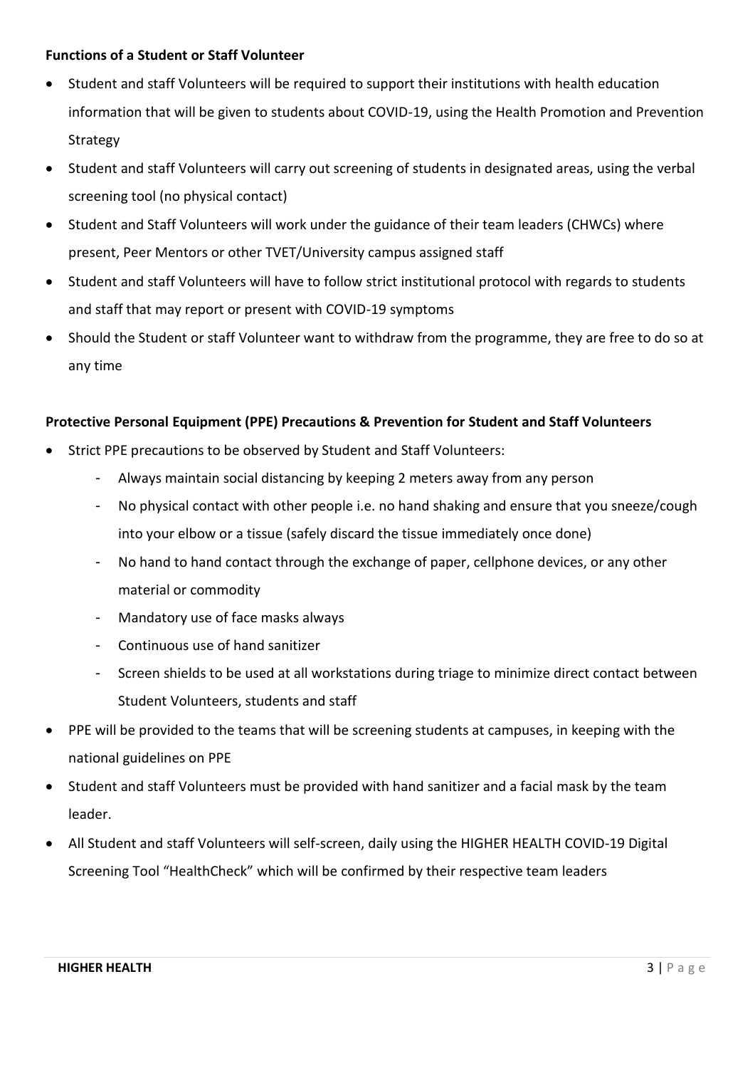**Functions of a Student or Staff Volunteer**

- Student and staff Volunteers will be required to support their institutions with health education information that will be given to students about COVID-19, using the Health Promotion and Prevention Strategy
- Student and staff Volunteers will carry out screening of students in designated areas, using the verbal screening tool (no physical contact)
- Student and Staff Volunteers will work under the guidance of their team leaders (CHWCs) where present, Peer Mentors or other TVET/University campus assigned staff
- Student and staff Volunteers will have to follow strict institutional protocol with regards to students and staff that may report or present with COVID-19 symptoms
- Should the Student or staff Volunteer want to withdraw from the programme, they are free to do so at any time

**Protective Personal Equipment (PPE) Precautions & Prevention for Student and Staff Volunteers**

- Strict PPE precautions to be observed by Student and Staff Volunteers:
    - Always maintain social distancing by keeping 2 meters away from any person
    - No physical contact with other people i.e. no hand shaking and ensure that you sneeze/cough into your elbow or a tissue (safely discard the tissue immediately once done)
    - No hand to hand contact through the exchange of paper, cellphone devices, or any other material or commodity
    - Mandatory use of face masks always
    - Continuous use of hand sanitizer
    - Screen shields to be used at all workstations during triage to minimize direct contact between Student Volunteers, students and staff
- PPE will be provided to the teams that will be screening students at campuses, in keeping with the national guidelines on PPE
- Student and staff Volunteers must be provided with hand sanitizer and a facial mask by the team leader.
- All Student and staff Volunteers will self-screen, daily using the HIGHER HEALTH COVID-19 Digital Screening Tool "HealthCheck" which will be confirmed by their respective team leaders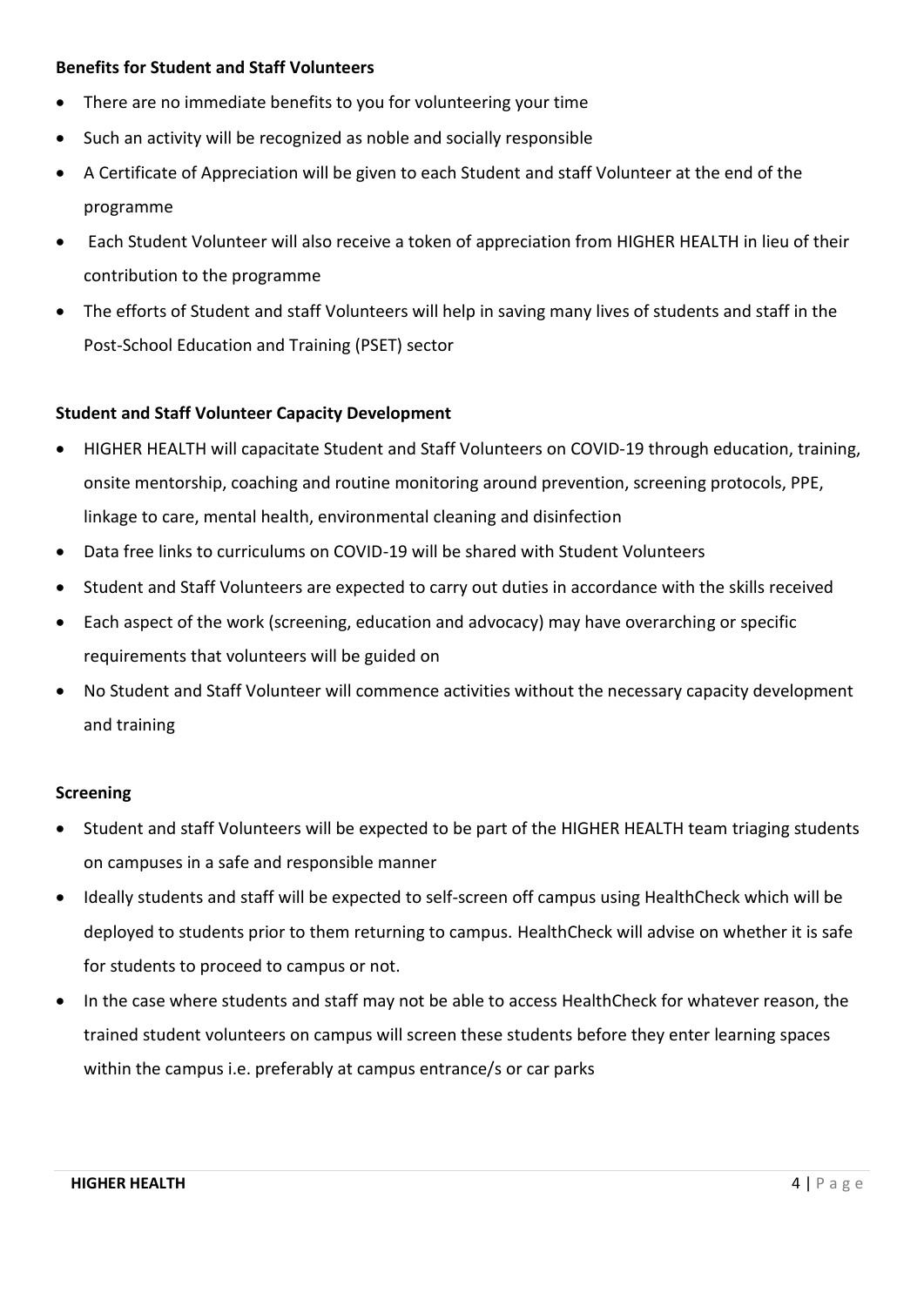**Benefits for Student and Staff Volunteers**

- There are no immediate benefits to you for volunteering your time
- Such an activity will be recognized as noble and socially responsible
- A Certificate of Appreciation will be given to each Student and staff Volunteer at the end of the programme
- Each Student Volunteer will also receive a token of appreciation from HIGHER HEALTH in lieu of their contribution to the programme
- The efforts of Student and staff Volunteers will help in saving many lives of students and staff in the Post-School Education and Training (PSET) sector

**Student and Staff Volunteer Capacity Development**

- HIGHER HEALTH will capacitate Student and Staff Volunteers on COVID-19 through education, training, onsite mentorship, coaching and routine monitoring around prevention, screening protocols, PPE, linkage to care, mental health, environmental cleaning and disinfection
- Data free links to curriculums on COVID-19 will be shared with Student Volunteers
- Student and Staff Volunteers are expected to carry out duties in accordance with the skills received
- Each aspect of the work (screening, education and advocacy) may have overarching or specific requirements that volunteers will be guided on
- No Student and Staff Volunteer will commence activities without the necessary capacity development and training

**Screening**

- Student and staff Volunteers will be expected to be part of the HIGHER HEALTH team triaging students on campuses in a safe and responsible manner
- Ideally students and staff will be expected to self-screen off campus using HealthCheck which will be deployed to students prior to them returning to campus. HealthCheck will advise on whether it is safe for students to proceed to campus or not.
- In the case where students and staff may not be able to access HealthCheck for whatever reason, the trained student volunteers on campus will screen these students before they enter learning spaces within the campus i.e. preferably at campus entrance/s or car parks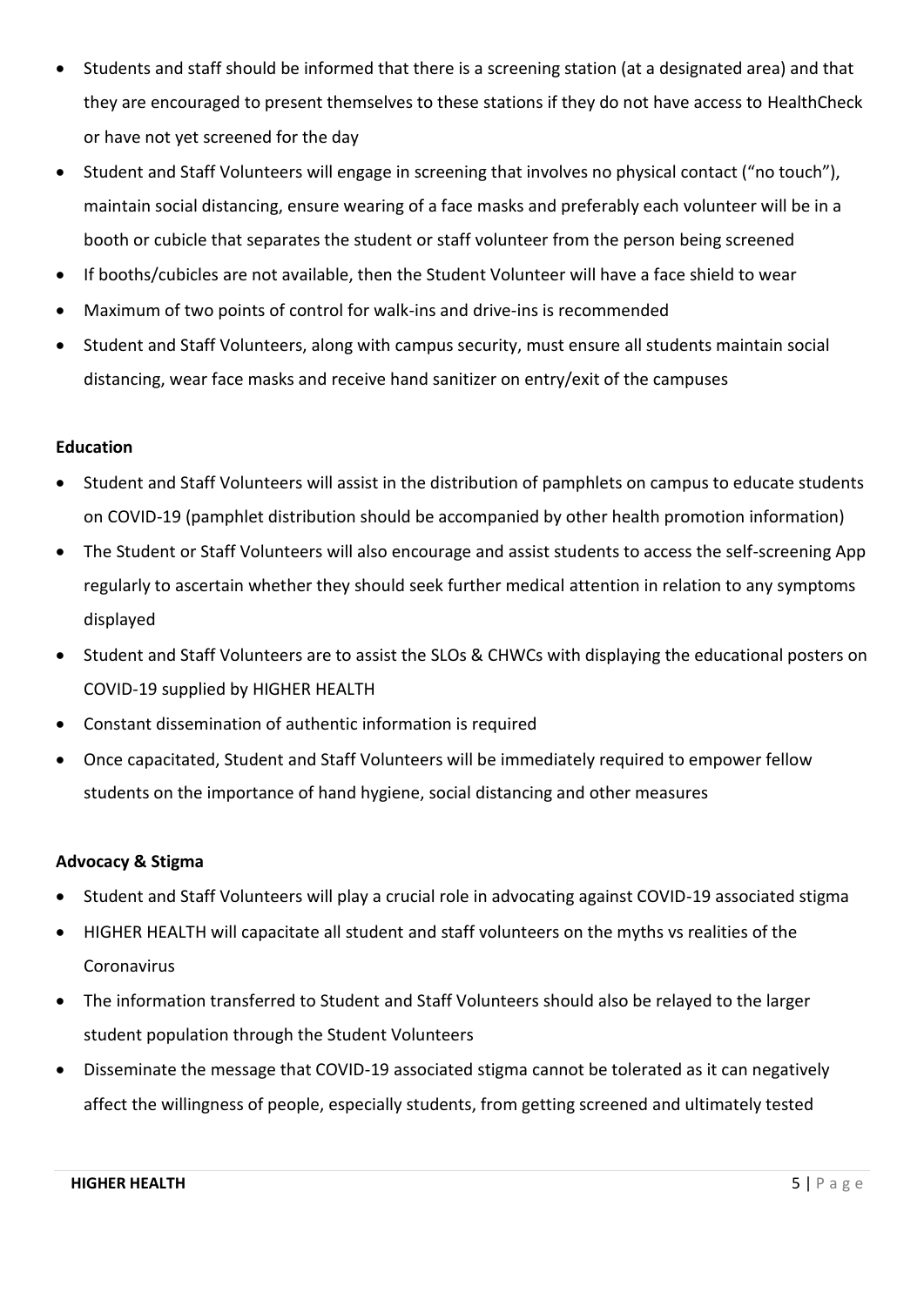- Students and staff should be informed that there is a screening station (at a designated area) and that they are encouraged to present themselves to these stations if they do not have access to HealthCheck or have not yet screened for the day
- Student and Staff Volunteers will engage in screening that involves no physical contact ("no touch"), maintain social distancing, ensure wearing of a face masks and preferably each volunteer will be in a booth or cubicle that separates the student or staff volunteer from the person being screened
- If booths/cubicles are not available, then the Student Volunteer will have a face shield to wear
- Maximum of two points of control for walk-ins and drive-ins is recommended
- Student and Staff Volunteers, along with campus security, must ensure all students maintain social distancing, wear face masks and receive hand sanitizer on entry/exit of the campuses

**Education**

- Student and Staff Volunteers will assist in the distribution of pamphlets on campus to educate students on COVID-19 (pamphlet distribution should be accompanied by other health promotion information)
- The Student or Staff Volunteers will also encourage and assist students to access the self-screening App regularly to ascertain whether they should seek further medical attention in relation to any symptoms displayed
- Student and Staff Volunteers are to assist the SLOs & CHWCs with displaying the educational posters on COVID-19 supplied by HIGHER HEALTH
- Constant dissemination of authentic information is required
- Once capacitated, Student and Staff Volunteers will be immediately required to empower fellow students on the importance of hand hygiene, social distancing and other measures

**Advocacy & Stigma**

- Student and Staff Volunteers will play a crucial role in advocating against COVID-19 associated stigma
- HIGHER HEALTH will capacitate all student and staff volunteers on the myths vs realities of the Coronavirus
- The information transferred to Student and Staff Volunteers should also be relayed to the larger student population through the Student Volunteers
- Disseminate the message that COVID-19 associated stigma cannot be tolerated as it can negatively affect the willingness of people, especially students, from getting screened and ultimately tested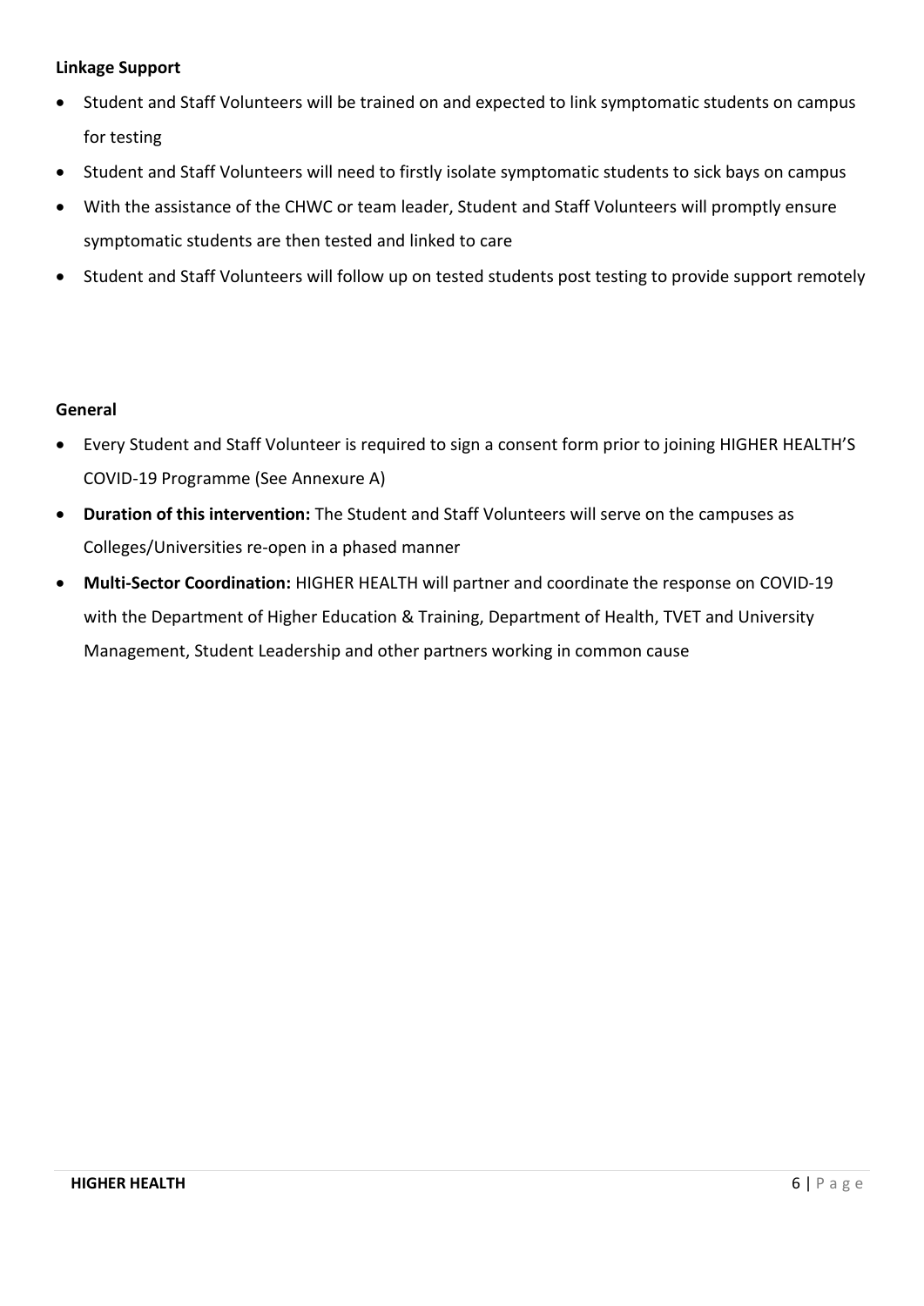**Linkage Support**

- Student and Staff Volunteers will be trained on and expected to link symptomatic students on campus for testing
- Student and Staff Volunteers will need to firstly isolate symptomatic students to sick bays on campus
- With the assistance of the CHWC or team leader, Student and Staff Volunteers will promptly ensure symptomatic students are then tested and linked to care
- Student and Staff Volunteers will follow up on tested students post testing to provide support remotely

**General**

- Every Student and Staff Volunteer is required to sign a consent form prior to joining HIGHER HEALTH'S COVID-19 Programme (See Annexure A)
- **Duration of this intervention:** The Student and Staff Volunteers will serve on the campuses as Colleges/Universities re-open in a phased manner
- **Multi-Sector Coordination:** HIGHER HEALTH will partner and coordinate the response on COVID-19 with the Department of Higher Education & Training, Department of Health, TVET and University Management, Student Leadership and other partners working in common cause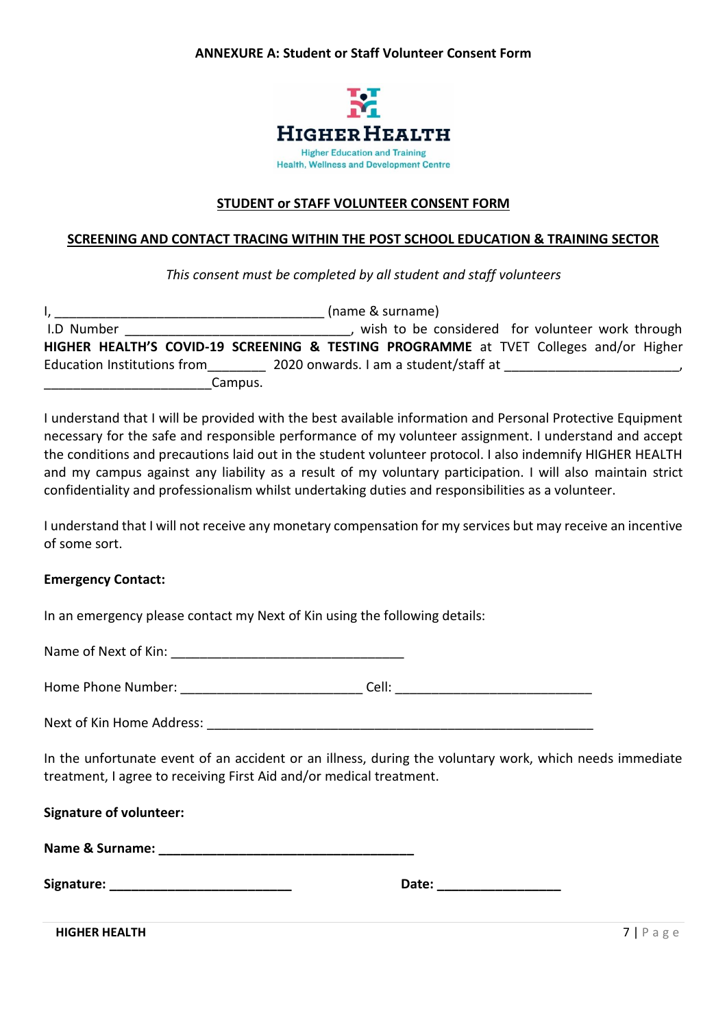**ANNEXURE A: Student or Staff Volunteer Consent Form**

HIGHER HEALTH

Higher Education and Training
Health, Wellness and Development Centre

**STUDENT or STAFF VOLUNTEER CONSENT FORM**

**SCREENING AND CONTACT TRACING WITHIN THE POST SCHOOL EDUCATION & TRAINING SECTOR**

*This consent must be completed by all student and staff volunteers*

I, ______________________________________ (name & surname)
I.D Number _______________________________, wish to be considered for volunteer work through **HIGHER HEALTH'S COVID-19 SCREENING & TESTING PROGRAMME** at TVET Colleges and/or Higher Education Institutions from________ 2020 onwards. I am a student/staff at ________________________, ______________________Campus.

I understand that I will be provided with the best available information and Personal Protective Equipment necessary for the safe and responsible performance of my volunteer assignment. I understand and accept the conditions and precautions laid out in the student volunteer protocol. I also indemnify HIGHER HEALTH and my campus against any liability as a result of my voluntary participation. I will also maintain strict confidentiality and professionalism whilst undertaking duties and responsibilities as a volunteer.

I understand that I will not receive any monetary compensation for my services but may receive an incentive of some sort.

**Emergency Contact:**

In an emergency please contact my Next of Kin using the following details:

Name of Next of Kin: ________________________________

Home Phone Number: _________________________ Cell: ___________________________

Next of Kin Home Address: ______________________________________________________

In the unfortunate event of an accident or an illness, during the voluntary work, which needs immediate treatment, I agree to receiving First Aid and/or medical treatment.

**Signature of volunteer:**

**Name & Surname: ___________________________________**

**Signature: _________________________** **Date: _________________**